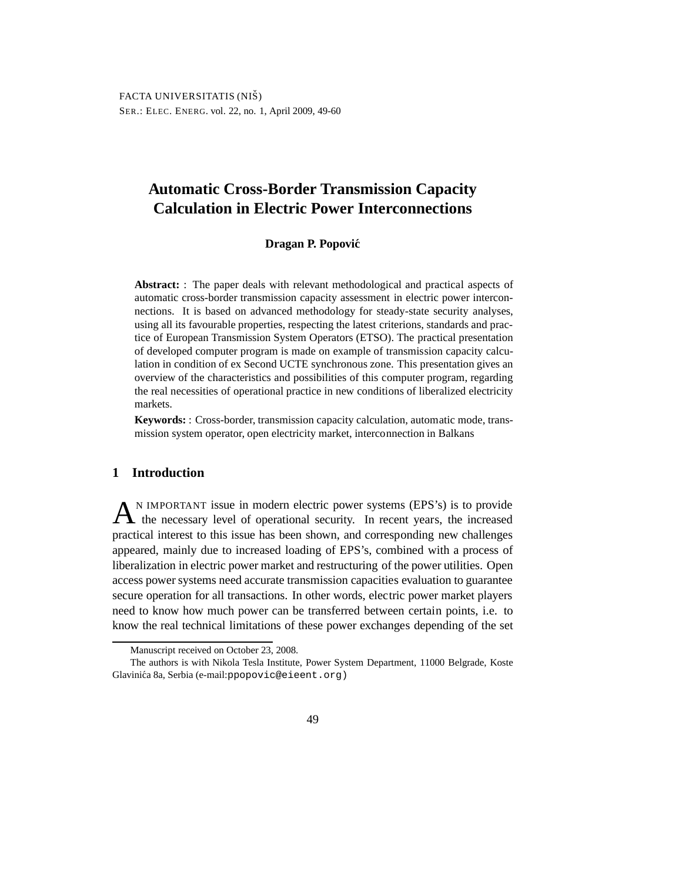# Automatic Cross-Border Transmission Capacity Calculation in Electric Power Interconnections

**Dragan P. Popović**

**Abstract:** : The paper deals with relevant methodological and practical aspects of automatic cross-border transmission capacity assessment in electric power interconnections. It is based on advanced methodology for steady-state security analyses, using all its favourable properties, respecting the latest criterions, standards and practice of European Transmission System Operators (ETSO). The practical presentation of developed computer program is made on example of transmission capacity calculation in condition of ex Second UCTE synchronous zone. This presentation gives an overview of the characteristics and possibilities of this computer program, regarding the real necessities of operational practice in new conditions of liberalized electricity markets.

**Keywords:** : Cross-border, transmission capacity calculation, automatic mode, transmission system operator, open electricity market, interconnection in Balkans

## 1 Introduction

An important issue in modern electric power systems (EPS's) is to provide the necessary level of operational security. In recent years, the increased practical interest to this issue has been shown, and corresponding new challenges appeared, mainly due to increased loading of EPS's, combined with a process of liberalization in electric power market and restructuring of the power utilities. Open access power systems need accurate transmission capacities evaluation to guarantee secure operation for all transactions. In other words, electric power market players need to know how much power can be transferred between certain points, i.e. to know the real technical limitations of these power exchanges depending of the set

Manuscript received on October 23, 2008.

The authors is with Nikola Tesla Institute, Power System Department, 11000 Belgrade, Koste Glavinića 8a, Serbia (e-mail:ppopovic@eieent.org)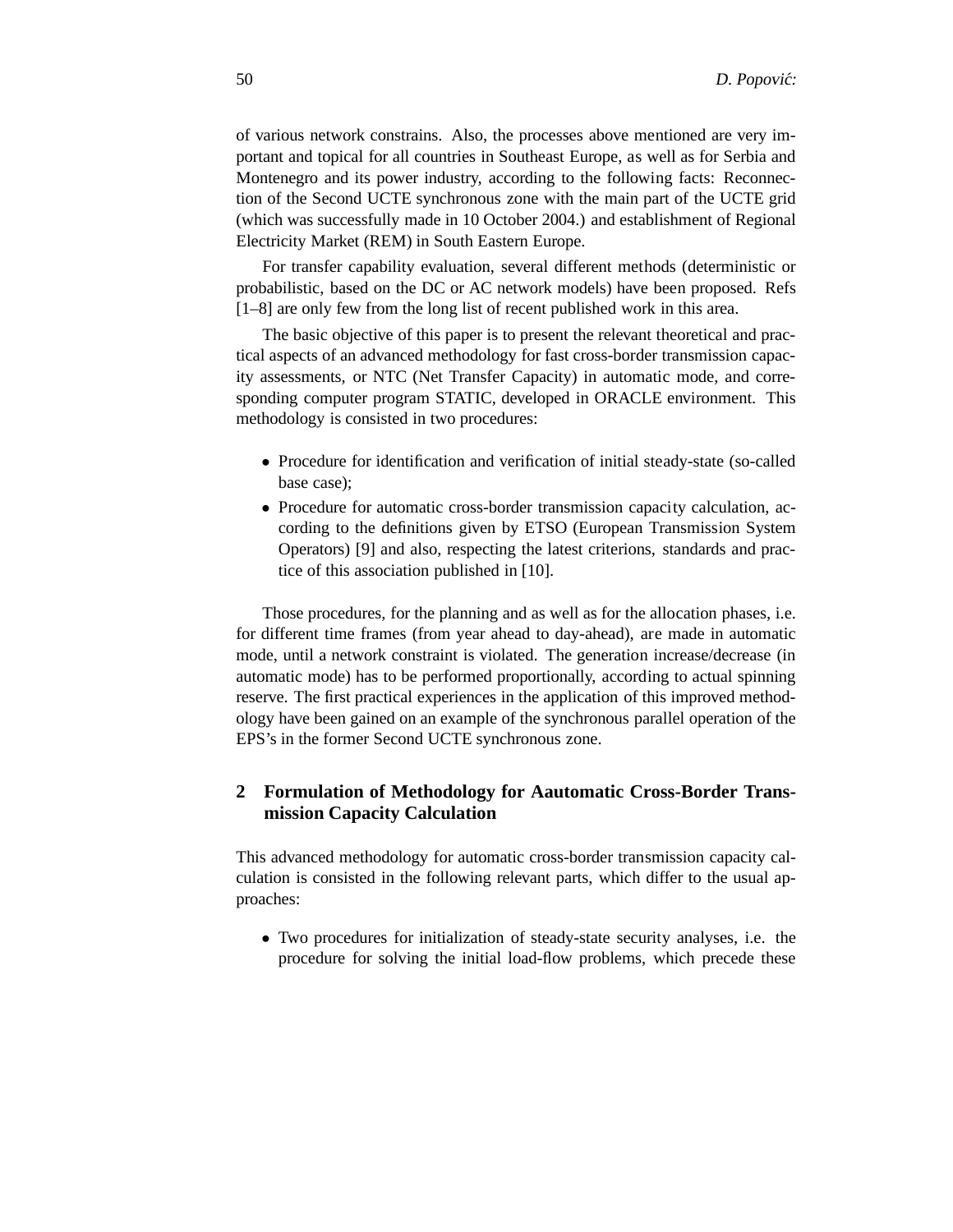of various network constrains. Also, the processes above mentioned are very important and topical for all countries in Southeast Europe, as well as for Serbia and Montenegro and its power industry, according to the following facts: Reconnection of the Second UCTE synchronous zone with the main part of the UCTE grid (which was successfully made in 10 October 2004.) and establishment of Regional Electricity Market (REM) in South Eastern Europe.

For transfer capability evaluation, several different methods (deterministic or probabilistic, based on the DC or AC network models) have been proposed. Refs [1–8] are only few from the long list of recent published work in this area.

The basic objective of this paper is to present the relevant theoretical and practical aspects of an advanced methodology for fast cross-border transmission capacity assessments, or NTC (Net Transfer Capacity) in automatic mode, and corresponding computer program STATIC, developed in ORACLE environment. This methodology is consisted in two procedures:

- Procedure for identification and verification of initial steady-state (so-called base case);
- Procedure for automatic cross-border transmission capacity calculation, according to the definitions given by ETSO (European Transmission System Operators) [9] and also, respecting the latest criterions, standards and practice of this association published in [10].

Those procedures, for the planning and as well as for the allocation phases, i.e. for different time frames (from year ahead to day-ahead), are made in automatic mode, until a network constraint is violated. The generation increase/decrease (in automatic mode) has to be performed proportionally, according to actual spinning reserve. The first practical experiences in the application of this improved methodology have been gained on an example of the synchronous parallel operation of the EPS's in the former Second UCTE synchronous zone.

## 2 Formulation of Methodology for Aautomatic Cross-Border Transmission Capacity Calculation

This advanced methodology for automatic cross-border transmission capacity calculation is consisted in the following relevant parts, which differ to the usual approaches:

- Two procedures for initialization of steady-state security analyses, i.e. the procedure for solving the initial load-flow problems, which precede these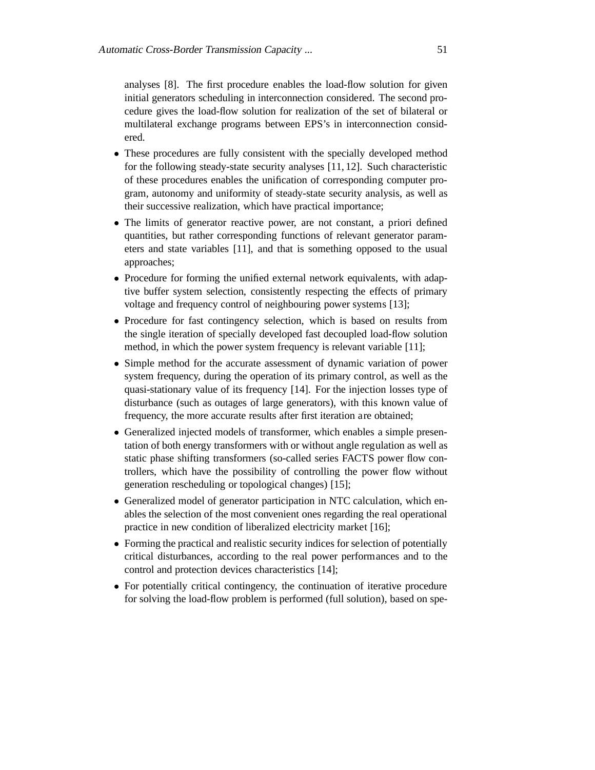analyses [8]. The first procedure enables the load-flow solution for given initial generators scheduling in interconnection considered. The second procedure gives the load-flow solution for realization of the set of bilateral or multilateral exchange programs between EPS's in interconnection considered.

- These procedures are fully consistent with the specially developed method for the following steady-state security analyses [11, 12]. Such characteristic of these procedures enables the unification of corresponding computer program, autonomy and uniformity of steady-state security analysis, as well as their successive realization, which have practical importance;
- The limits of generator reactive power, are not constant, a priori defined quantities, but rather corresponding functions of relevant generator parameters and state variables [11], and that is something opposed to the usual approaches;
- Procedure for forming the unified external network equivalents, with adaptive buffer system selection, consistently respecting the effects of primary voltage and frequency control of neighbouring power systems [13];
- Procedure for fast contingency selection, which is based on results from the single iteration of specially developed fast decoupled load-flow solution method, in which the power system frequency is relevant variable [11];
- Simple method for the accurate assessment of dynamic variation of power system frequency, during the operation of its primary control, as well as the quasi-stationary value of its frequency [14]. For the injection losses type of disturbance (such as outages of large generators), with this known value of frequency, the more accurate results after first iteration are obtained;
- Generalized injected models of transformer, which enables a simple presentation of both energy transformers with or without angle regulation as well as static phase shifting transformers (so-called series FACTS power flow controllers, which have the possibility of controlling the power flow without generation rescheduling or topological changes) [15];
- Generalized model of generator participation in NTC calculation, which enables the selection of the most convenient ones regarding the real operational practice in new condition of liberalized electricity market [16];
- Forming the practical and realistic security indices for selection of potentially critical disturbances, according to the real power performances and to the control and protection devices characteristics [14];
- For potentially critical contingency, the continuation of iterative procedure for solving the load-flow problem is performed (full solution), based on spe-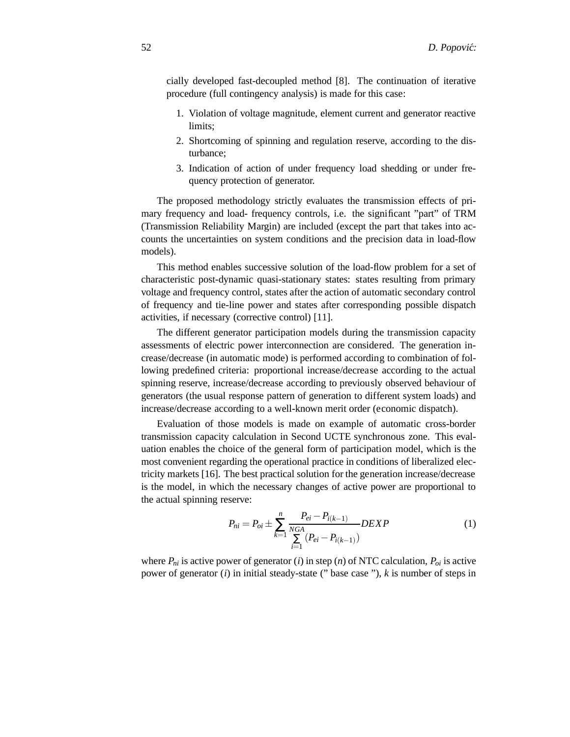cially developed fast-decoupled method [8]. The continuation of iterative procedure (full contingency analysis) is made for this case:

1. Violation of voltage magnitude, element current and generator reactive limits;
2. Shortcoming of spinning and regulation reserve, according to the disturbance;
3. Indication of action of under frequency load shedding or under frequency protection of generator.

The proposed methodology strictly evaluates the transmission effects of primary frequency and load- frequency controls, i.e. the significant "part" of TRM (Transmission Reliability Margin) are included (except the part that takes into accounts the uncertainties on system conditions and the precision data in load-flow models).

This method enables successive solution of the load-flow problem for a set of characteristic post-dynamic quasi-stationary states: states resulting from primary voltage and frequency control, states after the action of automatic secondary control of frequency and tie-line power and states after corresponding possible dispatch activities, if necessary (corrective control) [11].

The different generator participation models during the transmission capacity assessments of electric power interconnection are considered. The generation increase/decrease (in automatic mode) is performed according to combination of following predefined criteria: proportional increase/decrease according to the actual spinning reserve, increase/decrease according to previously observed behaviour of generators (the usual response pattern of generation to different system loads) and increase/decrease according to a well-known merit order (economic dispatch).

Evaluation of those models is made on example of automatic cross-border transmission capacity calculation in Second UCTE synchronous zone. This evaluation enables the choice of the general form of participation model, which is the most convenient regarding the operational practice in conditions of liberalized electricity markets [16]. The best practical solution for the generation increase/decrease is the model, in which the necessary changes of active power are proportional to the actual spinning reserve:

$$P_{ni} = P_{oi} \pm \sum_{k=1}^{n} \frac{P_{ei} - P_{i(k-1)}}{\sum_{i=1}^{NGA} (P_{ei} - P_{i(k-1)})} DEXP \tag{1}$$

where $P_{ni}$ is active power of generator ($i$) in step ($n$) of NTC calculation, $P_{oi}$ is active power of generator ($i$) in initial steady-state (" base case "), $k$ is number of steps in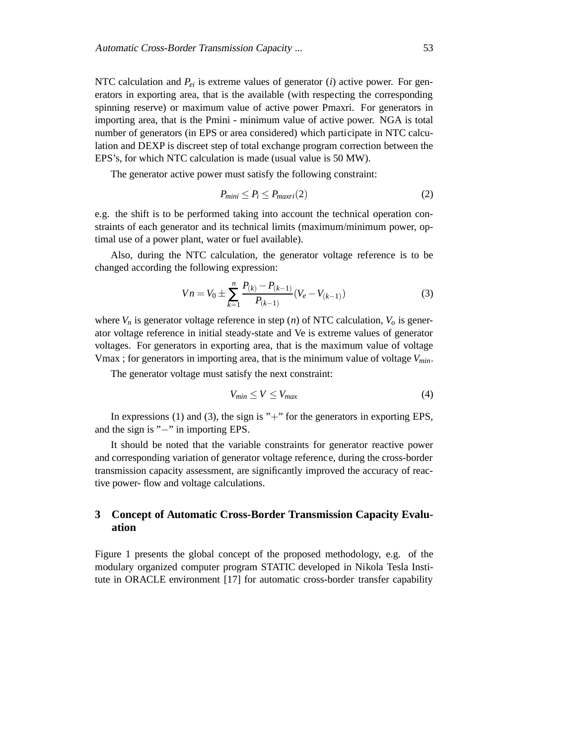NTC calculation and $P_{ei}$ is extreme values of generator ($i$) active power. For generators in exporting area, that is the available (with respecting the corresponding spinning reserve) or maximum value of active power Pmaxri. For generators in importing area, that is the Pmini - minimum value of active power. NGA is total number of generators (in EPS or area considered) which participate in NTC calculation and DEXP is discreet step of total exchange program correction between the EPS's, for which NTC calculation is made (usual value is 50 MW).

The generator active power must satisfy the following constraint:

$$P_{mini} \leq P_i \leq P_{maxri}(2) \tag{2}$$

e.g. the shift is to be performed taking into account the technical operation constraints of each generator and its technical limits (maximum/minimum power, optimal use of a power plant, water or fuel available).

Also, during the NTC calculation, the generator voltage reference is to be changed according the following expression:

$$Vn = V_0 \pm \sum_{k=1}^{n} \frac{P_{(k)} - P_{(k-1)}}{P_{(k-1)}} (V_e - V_{(k-1)}) \tag{3}$$

where $V_n$ is generator voltage reference in step ($n$) of NTC calculation, $V_o$ is generator voltage reference in initial steady-state and Ve is extreme values of generator voltages. For generators in exporting area, that is the maximum value of voltage Vmax ; for generators in importing area, that is the minimum value of voltage $V_{min}$.

The generator voltage must satisfy the next constraint:

$$V_{min} \leq V \leq V_{max} \tag{4}$$

In expressions (1) and (3), the sign is "$+$" for the generators in exporting EPS, and the sign is "$-$" in importing EPS.

It should be noted that the variable constraints for generator reactive power and corresponding variation of generator voltage reference, during the cross-border transmission capacity assessment, are significantly improved the accuracy of reactive power- flow and voltage calculations.

## 3 Concept of Automatic Cross-Border Transmission Capacity Evaluation

Figure 1 presents the global concept of the proposed methodology, e.g. of the modulary organized computer program STATIC developed in Nikola Tesla Institute in ORACLE environment [17] for automatic cross-border transfer capability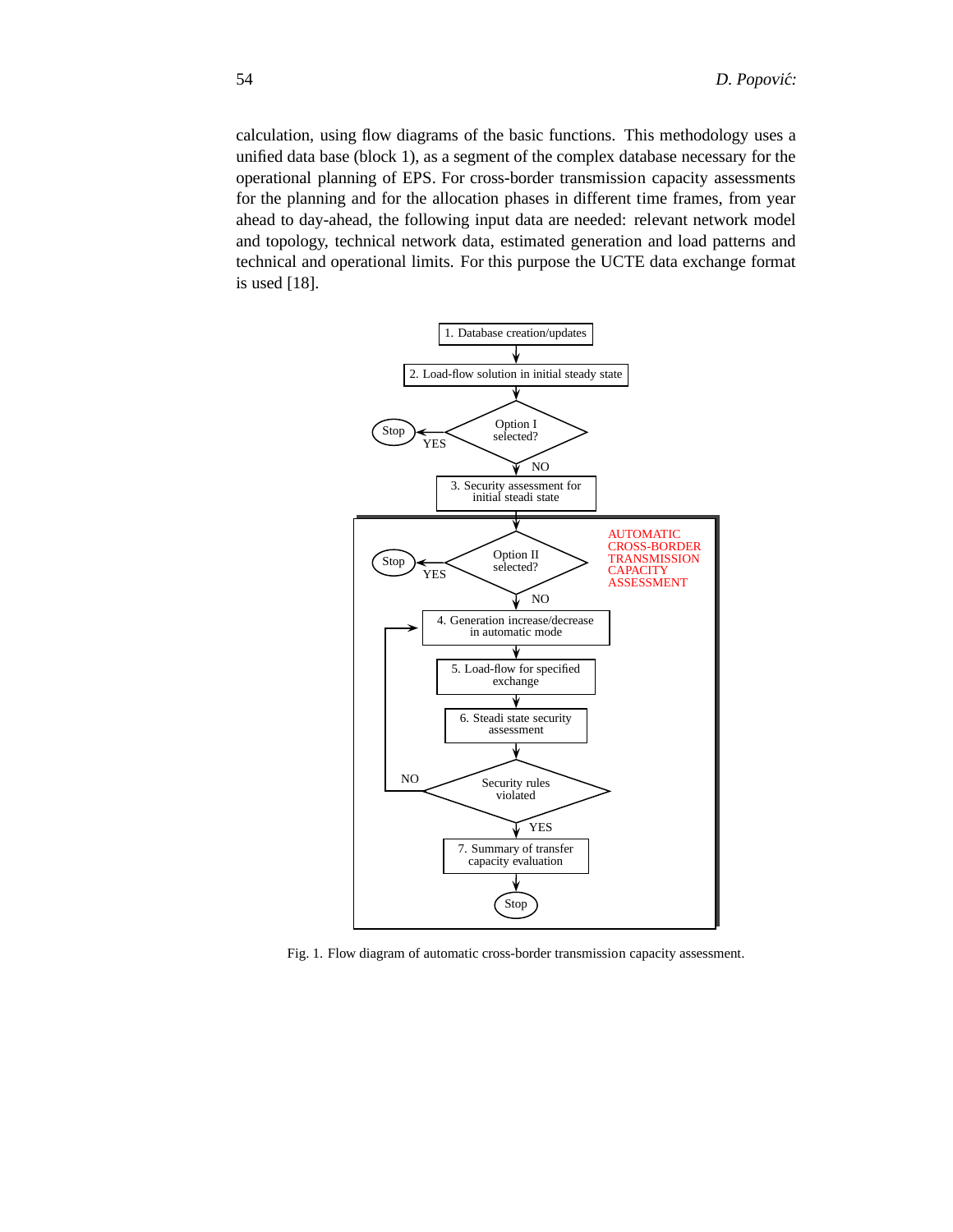calculation, using flow diagrams of the basic functions. This methodology uses a unified data base (block 1), as a segment of the complex database necessary for the operational planning of EPS. For cross-border transmission capacity assessments for the planning and for the allocation phases in different time frames, from year ahead to day-ahead, the following input data are needed: relevant network model and topology, technical network data, estimated generation and load patterns and technical and operational limits. For this purpose the UCTE data exchange format is used [18].

Fig. 1. Flow diagram of automatic cross-border transmission capacity assessment.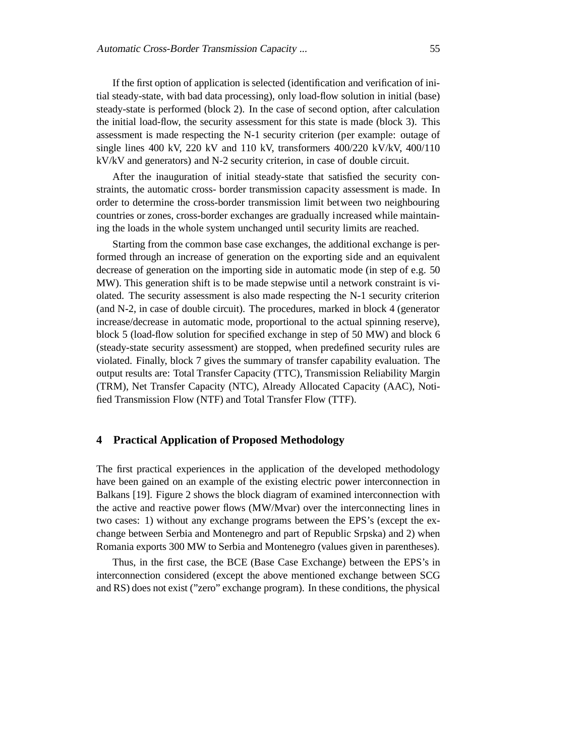If the first option of application is selected (identification and verification of initial steady-state, with bad data processing), only load-flow solution in initial (base) steady-state is performed (block 2). In the case of second option, after calculation the initial load-flow, the security assessment for this state is made (block 3). This assessment is made respecting the N-1 security criterion (per example: outage of single lines 400 kV, 220 kV and 110 kV, transformers 400/220 kV/kV, 400/110 kV/kV and generators) and N-2 security criterion, in case of double circuit.

After the inauguration of initial steady-state that satisfied the security constraints, the automatic cross- border transmission capacity assessment is made. In order to determine the cross-border transmission limit between two neighbouring countries or zones, cross-border exchanges are gradually increased while maintaining the loads in the whole system unchanged until security limits are reached.

Starting from the common base case exchanges, the additional exchange is performed through an increase of generation on the exporting side and an equivalent decrease of generation on the importing side in automatic mode (in step of e.g. 50 MW). This generation shift is to be made stepwise until a network constraint is violated. The security assessment is also made respecting the N-1 security criterion (and N-2, in case of double circuit). The procedures, marked in block 4 (generator increase/decrease in automatic mode, proportional to the actual spinning reserve), block 5 (load-flow solution for specified exchange in step of 50 MW) and block 6 (steady-state security assessment) are stopped, when predefined security rules are violated. Finally, block 7 gives the summary of transfer capability evaluation. The output results are: Total Transfer Capacity (TTC), Transmission Reliability Margin (TRM), Net Transfer Capacity (NTC), Already Allocated Capacity (AAC), Notified Transmission Flow (NTF) and Total Transfer Flow (TTF).

## 4 Practical Application of Proposed Methodology

The first practical experiences in the application of the developed methodology have been gained on an example of the existing electric power interconnection in Balkans [19]. Figure 2 shows the block diagram of examined interconnection with the active and reactive power flows (MW/Mvar) over the interconnecting lines in two cases: 1) without any exchange programs between the EPS's (except the exchange between Serbia and Montenegro and part of Republic Srpska) and 2) when Romania exports 300 MW to Serbia and Montenegro (values given in parentheses).

Thus, in the first case, the BCE (Base Case Exchange) between the EPS's in interconnection considered (except the above mentioned exchange between SCG and RS) does not exist ("zero" exchange program). In these conditions, the physical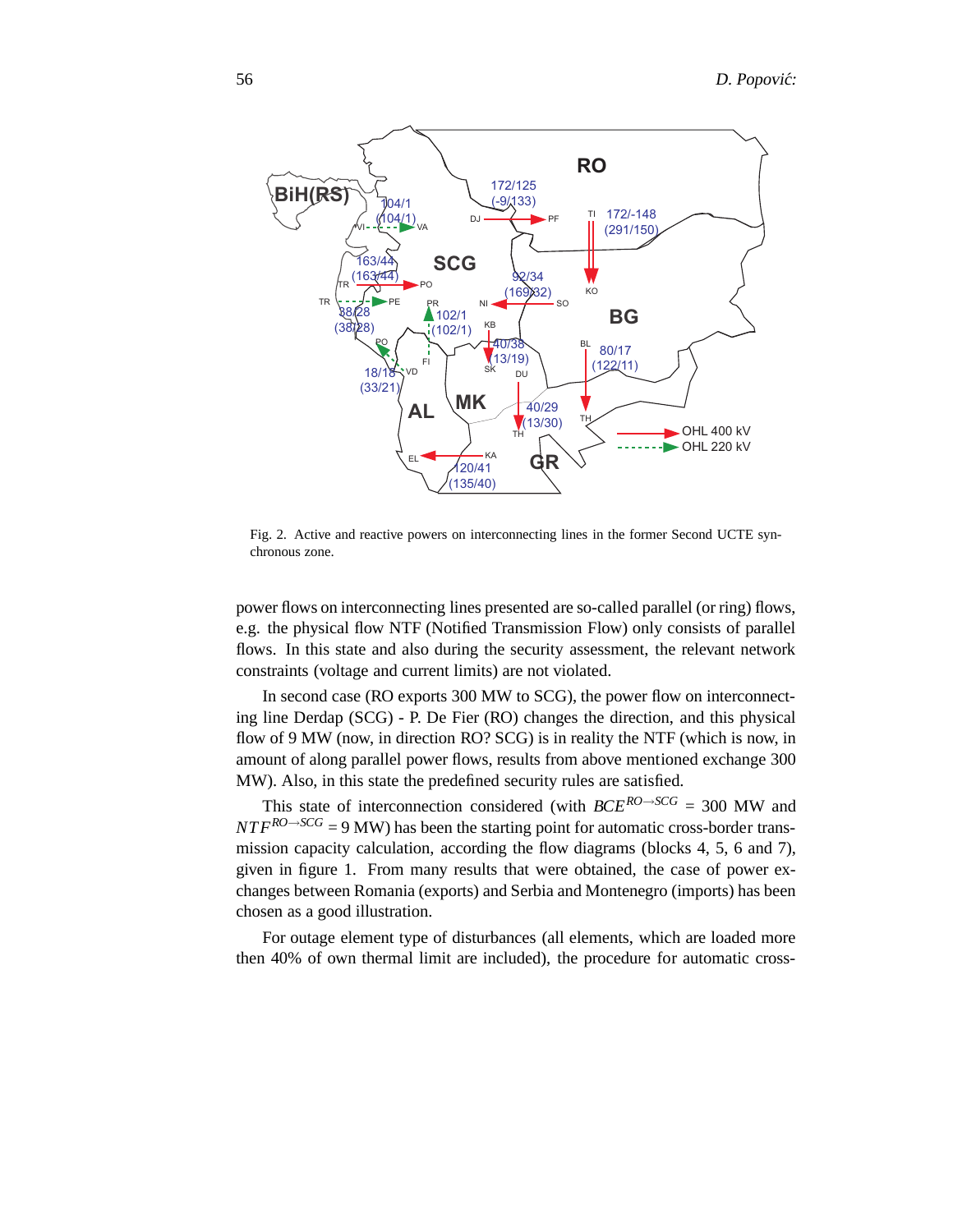Fig. 2. Active and reactive powers on interconnecting lines in the former Second UCTE synchronous zone.

power flows on interconnecting lines presented are so-called parallel (or ring) flows, e.g. the physical flow NTF (Notified Transmission Flow) only consists of parallel flows. In this state and also during the security assessment, the relevant network constraints (voltage and current limits) are not violated.

In second case (RO exports 300 MW to SCG), the power flow on interconnecting line Derdap (SCG) - P. De Fier (RO) changes the direction, and this physical flow of 9 MW (now, in direction RO? SCG) is in reality the NTF (which is now, in amount of along parallel power flows, results from above mentioned exchange 300 MW). Also, in this state the predefined security rules are satisfied.

This state of interconnection considered (with $BCE^{RO \rightarrow SCG}$ = 300 MW and $NTF^{RO \rightarrow SCG}$ = 9 MW) has been the starting point for automatic cross-border transmission capacity calculation, according the flow diagrams (blocks 4, 5, 6 and 7), given in figure 1. From many results that were obtained, the case of power exchanges between Romania (exports) and Serbia and Montenegro (imports) has been chosen as a good illustration.

For outage element type of disturbances (all elements, which are loaded more then 40% of own thermal limit are included), the procedure for automatic cross-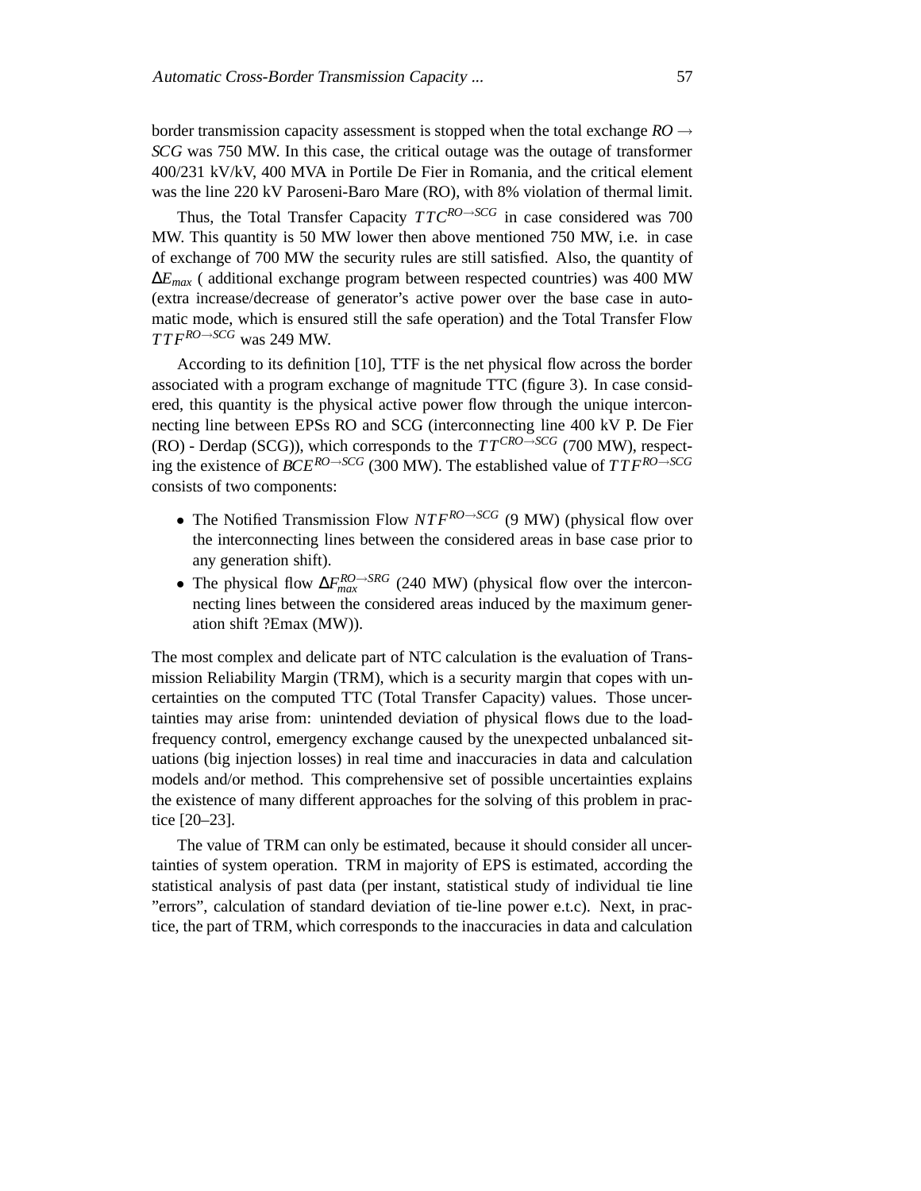border transmission capacity assessment is stopped when the total exchange $RO \rightarrow SCG$ was 750 MW. In this case, the critical outage was the outage of transformer 400/231 kV/kV, 400 MVA in Portile De Fier in Romania, and the critical element was the line 220 kV Paroseni-Baro Mare (RO), with 8% violation of thermal limit.

Thus, the Total Transfer Capacity $TTC^{RO \rightarrow SCG}$ in case considered was 700 MW. This quantity is 50 MW lower then above mentioned 750 MW, i.e. in case of exchange of 700 MW the security rules are still satisfied. Also, the quantity of $\Delta E_{max}$ ( additional exchange program between respected countries) was 400 MW (extra increase/decrease of generator's active power over the base case in automatic mode, which is ensured still the safe operation) and the Total Transfer Flow $TTF^{RO \rightarrow SCG}$ was 249 MW.

According to its definition [10], TTF is the net physical flow across the border associated with a program exchange of magnitude TTC (figure 3). In case considered, this quantity is the physical active power flow through the unique interconnecting line between EPSs RO and SCG (interconnecting line 400 kV P. De Fier (RO) - Derdap (SCG)), which corresponds to the $TT^{CRO \rightarrow SCG}$ (700 MW), respecting the existence of $BCE^{RO \rightarrow SCG}$ (300 MW). The established value of $TTF^{RO \rightarrow SCG}$ consists of two components:

- The Notified Transmission Flow $NTF^{RO \rightarrow SCG}$ (9 MW) (physical flow over the interconnecting lines between the considered areas in base case prior to any generation shift).
- The physical flow $\Delta F_{max}^{RO \rightarrow SRG}$ (240 MW) (physical flow over the interconnecting lines between the considered areas induced by the maximum generation shift ?Emax (MW)).

The most complex and delicate part of NTC calculation is the evaluation of Transmission Reliability Margin (TRM), which is a security margin that copes with uncertainties on the computed TTC (Total Transfer Capacity) values. Those uncertainties may arise from: unintended deviation of physical flows due to the load-frequency control, emergency exchange caused by the unexpected unbalanced situations (big injection losses) in real time and inaccuracies in data and calculation models and/or method. This comprehensive set of possible uncertainties explains the existence of many different approaches for the solving of this problem in practice [20–23].

The value of TRM can only be estimated, because it should consider all uncertainties of system operation. TRM in majority of EPS is estimated, according the statistical analysis of past data (per instant, statistical study of individual tie line "errors", calculation of standard deviation of tie-line power e.t.c). Next, in practice, the part of TRM, which corresponds to the inaccuracies in data and calculation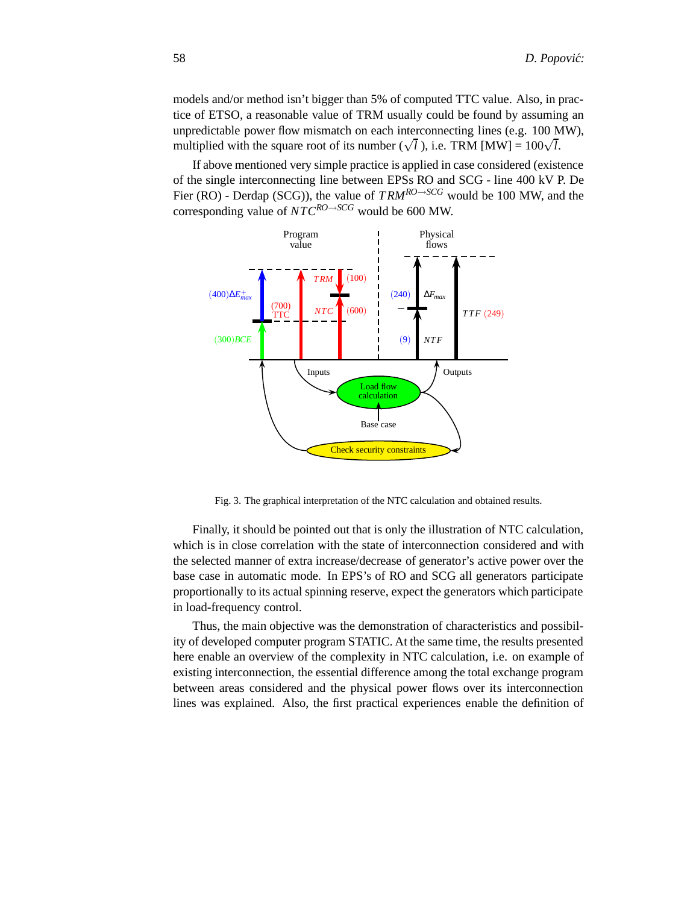models and/or method isn't bigger than 5% of computed TTC value. Also, in practice of ETSO, a reasonable value of TRM usually could be found by assuming an unpredictable power flow mismatch on each interconnecting lines (e.g. 100 MW), multiplied with the square root of its number ($\sqrt{l}$ ), i.e. TRM [MW] = $100\sqrt{l}$.

If above mentioned very simple practice is applied in case considered (existence of the single interconnecting line between EPSs RO and SCG - line 400 kV P. De Fier (RO) - Derdap (SCG)), the value of $TRM^{RO\rightarrow SCG}$ would be 100 MW, and the corresponding value of $NTC^{RO\rightarrow SCG}$ would be 600 MW.

Fig. 3. The graphical interpretation of the NTC calculation and obtained results.

Finally, it should be pointed out that is only the illustration of NTC calculation, which is in close correlation with the state of interconnection considered and with the selected manner of extra increase/decrease of generator's active power over the base case in automatic mode. In EPS's of RO and SCG all generators participate proportionally to its actual spinning reserve, expect the generators which participate in load-frequency control.

Thus, the main objective was the demonstration of characteristics and possibility of developed computer program STATIC. At the same time, the results presented here enable an overview of the complexity in NTC calculation, i.e. on example of existing interconnection, the essential difference among the total exchange program between areas considered and the physical power flows over its interconnection lines was explained. Also, the first practical experiences enable the definition of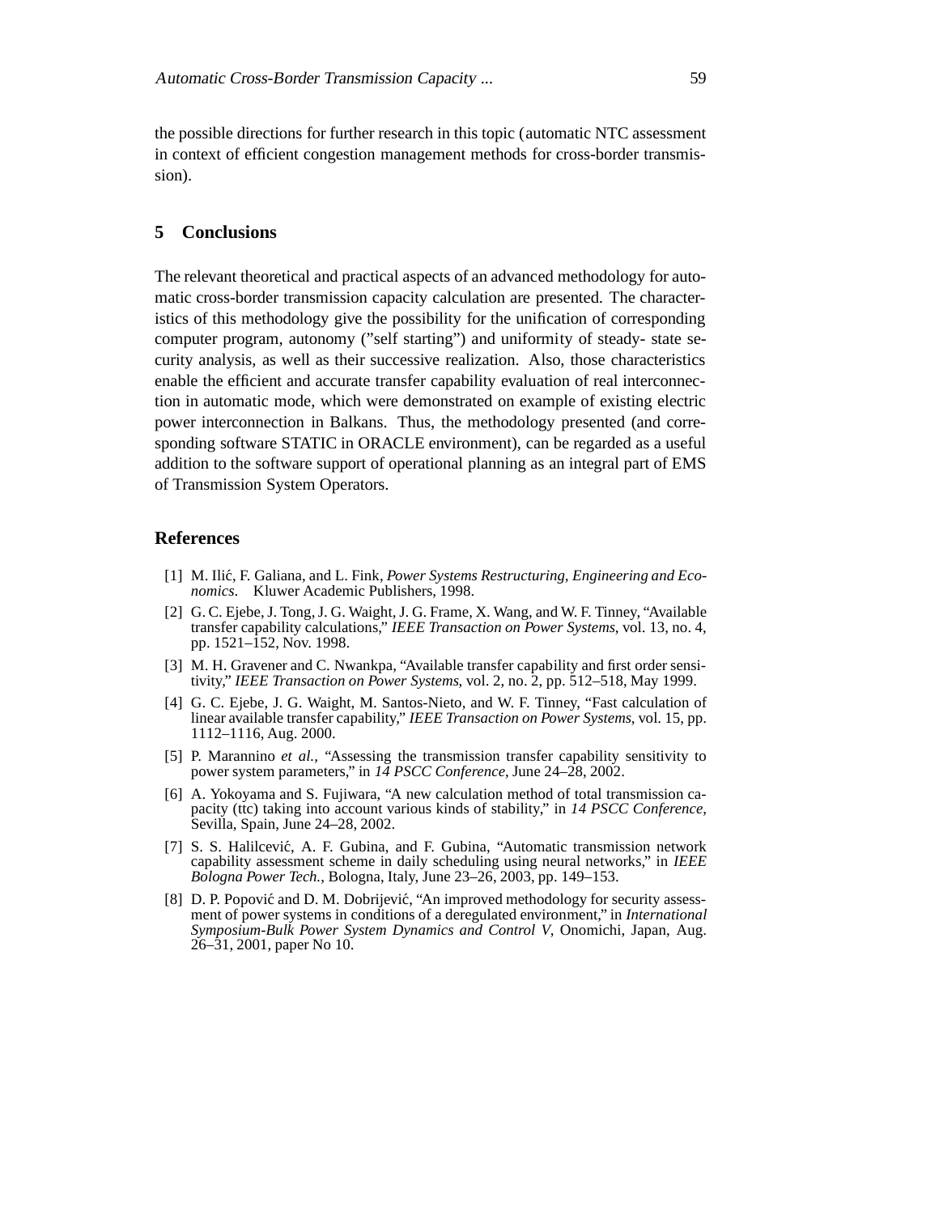the possible directions for further research in this topic (automatic NTC assessment in context of efficient congestion management methods for cross-border transmission).

## 5 Conclusions

The relevant theoretical and practical aspects of an advanced methodology for automatic cross-border transmission capacity calculation are presented. The characteristics of this methodology give the possibility for the unification of corresponding computer program, autonomy ("self starting") and uniformity of steady- state security analysis, as well as their successive realization. Also, those characteristics enable the efficient and accurate transfer capability evaluation of real interconnection in automatic mode, which were demonstrated on example of existing electric power interconnection in Balkans. Thus, the methodology presented (and corresponding software STATIC in ORACLE environment), can be regarded as a useful addition to the software support of operational planning as an integral part of EMS of Transmission System Operators.

## References

[1] M. Ilić, F. Galiana, and L. Fink, *Power Systems Restructuring, Engineering and Economics*. Kluwer Academic Publishers, 1998.

[2] G. C. Ejebe, J. Tong, J. G. Waight, J. G. Frame, X. Wang, and W. F. Tinney, "Available transfer capability calculations," *IEEE Transaction on Power Systems*, vol. 13, no. 4, pp. 1521–152, Nov. 1998.

[3] M. H. Gravener and C. Nwankpa, "Available transfer capability and first order sensitivity," *IEEE Transaction on Power Systems*, vol. 2, no. 2, pp. 512–518, May 1999.

[4] G. C. Ejebe, J. G. Waight, M. Santos-Nieto, and W. F. Tinney, "Fast calculation of linear available transfer capability," *IEEE Transaction on Power Systems*, vol. 15, pp. 1112–1116, Aug. 2000.

[5] P. Marannino *et al.*, "Assessing the transmission transfer capability sensitivity to power system parameters," in *14 PSCC Conference*, June 24–28, 2002.

[6] A. Yokoyama and S. Fujiwara, "A new calculation method of total transmission capacity (ttc) taking into account various kinds of stability," in *14 PSCC Conference*, Sevilla, Spain, June 24–28, 2002.

[7] S. S. Halilcević, A. F. Gubina, and F. Gubina, "Automatic transmission network capability assessment scheme in daily scheduling using neural networks," in *IEEE Bologna Power Tech.*, Bologna, Italy, June 23–26, 2003, pp. 149–153.

[8] D. P. Popović and D. M. Dobrijević, "An improved methodology for security assessment of power systems in conditions of a deregulated environment," in *International Symposium-Bulk Power System Dynamics and Control V*, Onomichi, Japan, Aug. 26–31, 2001, paper No 10.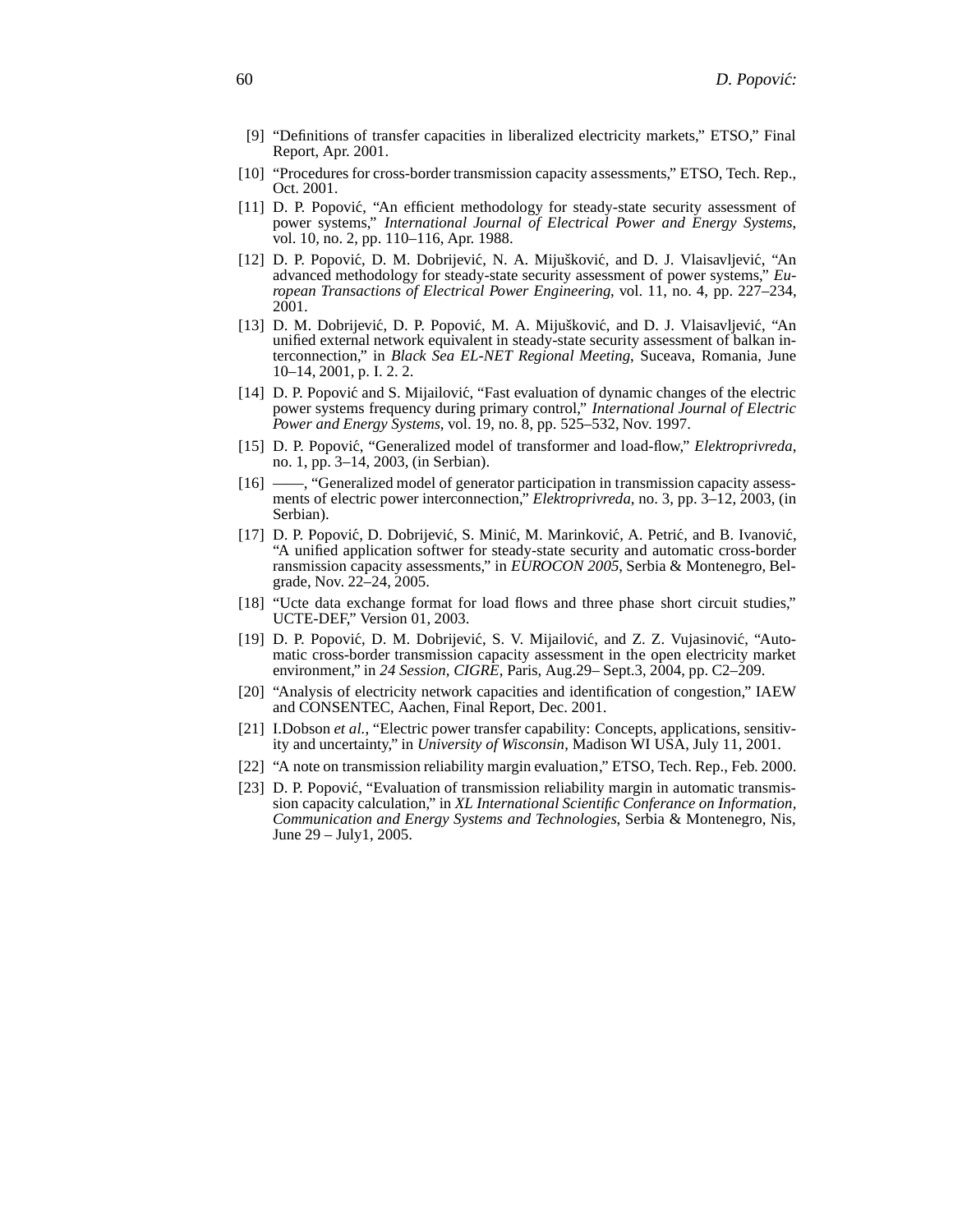[9] "Definitions of transfer capacities in liberalized electricity markets," ETSO," Final Report, Apr. 2001.

[10] "Procedures for cross-border transmission capacity assessments," ETSO, Tech. Rep., Oct. 2001.

[11] D. P. Popović, "An efficient methodology for steady-state security assessment of power systems," *International Journal of Electrical Power and Energy Systems*, vol. 10, no. 2, pp. 110–116, Apr. 1988.

[12] D. P. Popović, D. M. Dobrijević, N. A. Mijušković, and D. J. Vlaisavljević, "An advanced methodology for steady-state security assessment of power systems," *European Transactions of Electrical Power Engineering*, vol. 11, no. 4, pp. 227–234, 2001.

[13] D. M. Dobrijević, D. P. Popović, M. A. Mijušković, and D. J. Vlaisavljević, "An unified external network equivalent in steady-state security assessment of balkan interconnection," in *Black Sea EL-NET Regional Meeting*, Suceava, Romania, June 10–14, 2001, p. I. 2. 2.

[14] D. P. Popović and S. Mijailović, "Fast evaluation of dynamic changes of the electric power systems frequency during primary control," *International Journal of Electric Power and Energy Systems*, vol. 19, no. 8, pp. 525–532, Nov. 1997.

[15] D. P. Popović, "Generalized model of transformer and load-flow," *Elektroprivreda*, no. 1, pp. 3–14, 2003, (in Serbian).

[16] ——, "Generalized model of generator participation in transmission capacity assessments of electric power interconnection," *Elektroprivreda*, no. 3, pp. 3–12, 2003, (in Serbian).

[17] D. P. Popović, D. Dobrijević, S. Minić, M. Marinković, A. Petrić, and B. Ivanović, "A unified application softwer for steady-state security and automatic cross-border ransmission capacity assessments," in *EUROCON 2005*, Serbia & Montenegro, Belgrade, Nov. 22–24, 2005.

[18] "Ucte data exchange format for load flows and three phase short circuit studies," UCTE-DEF," Version 01, 2003.

[19] D. P. Popović, D. M. Dobrijević, S. V. Mijailović, and Z. Z. Vujasinović, "Automatic cross-border transmission capacity assessment in the open electricity market environment," in *24 Session, CIGRE*, Paris, Aug.29– Sept.3, 2004, pp. C2–209.

[20] "Analysis of electricity network capacities and identification of congestion," IAEW and CONSENTEC, Aachen, Final Report, Dec. 2001.

[21] I.Dobson *et al.*, "Electric power transfer capability: Concepts, applications, sensitivity and uncertainty," in *University of Wisconsin*, Madison WI USA, July 11, 2001.

[22] "A note on transmission reliability margin evaluation," ETSO, Tech. Rep., Feb. 2000.

[23] D. P. Popović, "Evaluation of transmission reliability margin in automatic transmission capacity calculation," in *XL International Scientific Conferance on Information, Communication and Energy Systems and Technologies*, Serbia & Montenegro, Nis, June 29 – July1, 2005.